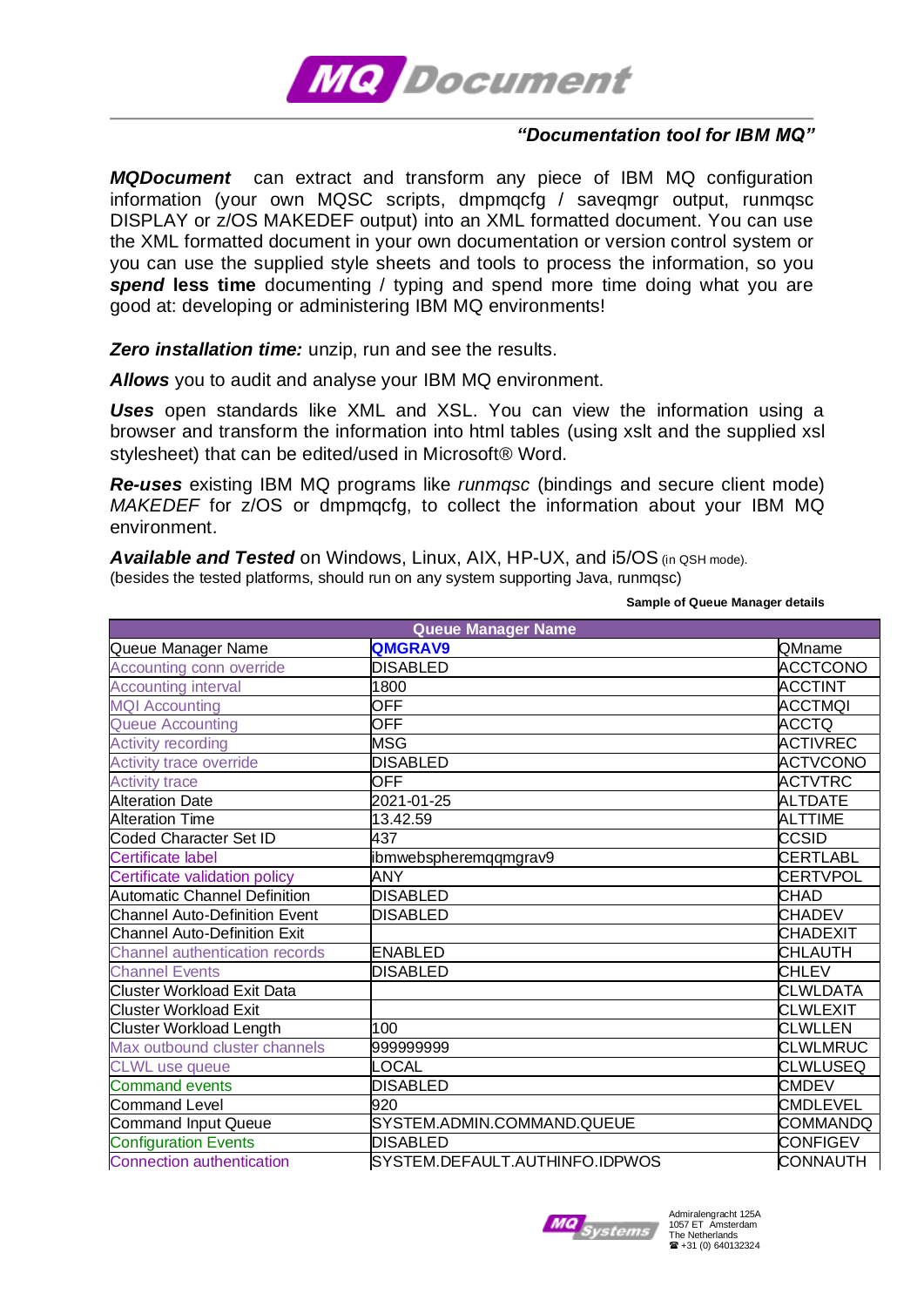# MQ Document

***"Documentation tool for IBM MQ"***

***MQDocument*** can extract and transform any piece of IBM MQ configuration information (your own MQSC scripts, dmpmqcfg / saveqmgr output, runmqsc DISPLAY or z/OS MAKEDEF output) into an XML formatted document. You can use the XML formatted document in your own documentation or version control system or you can use the supplied style sheets and tools to process the information, so you ***spend* less time** documenting / typing and spend more time doing what you are good at: developing or administering IBM MQ environments!

***Zero installation time:*** unzip, run and see the results.

***Allows*** you to audit and analyse your IBM MQ environment.

***Uses*** open standards like XML and XSL. You can view the information using a browser and transform the information into html tables (using xslt and the supplied xsl stylesheet) that can be edited/used in Microsoft® Word.

***Re-uses*** existing IBM MQ programs like *runmqsc* (bindings and secure client mode) *MAKEDEF* for z/OS or dmpmqcfg, to collect the information about your IBM MQ environment.

***Available and Tested*** on Windows, Linux, AIX, HP-UX, and i5/OS (in QSH mode).
(besides the tested platforms, should run on any system supporting Java, runmqsc)

**Sample of Queue Manager details**

| Queue Manager Name | | |
|---|---|---|
| Queue Manager Name | **QMGRAV9** | QMname |
| Accounting conn override | DISABLED | ACCTCONO |
| Accounting interval | 1800 | ACCTINT |
| MQI Accounting | OFF | ACCTMQI |
| Queue Accounting | OFF | ACCTQ |
| Activity recording | MSG | ACTIVREC |
| Activity trace override | DISABLED | ACTVCONO |
| Activity trace | OFF | ACTVTRC |
| Alteration Date | 2021-01-25 | ALTDATE |
| Alteration Time | 13.42.59 | ALTTIME |
| Coded Character Set ID | 437 | CCSID |
| Certificate label | ibmwebspheremqqmgrav9 | CERTLABL |
| Certificate validation policy | ANY | CERTVPOL |
| Automatic Channel Definition | DISABLED | CHAD |
| Channel Auto-Definition Event | DISABLED | CHADEV |
| Channel Auto-Definition Exit | | CHADEXIT |
| Channel authentication records | ENABLED | CHLAUTH |
| Channel Events | DISABLED | CHLEV |
| Cluster Workload Exit Data | | CLWLDATA |
| Cluster Workload Exit | | CLWLEXIT |
| Cluster Workload Length | 100 | CLWLLEN |
| Max outbound cluster channels | 999999999 | CLWLMRUC |
| CLWL use queue | LOCAL | CLWLUSEQ |
| Command events | DISABLED | CMDEV |
| Command Level | 920 | CMDLEVEL |
| Command Input Queue | SYSTEM.ADMIN.COMMAND.QUEUE | COMMANDQ |
| Configuration Events | DISABLED | CONFIGEV |
| Connection authentication | SYSTEM.DEFAULT.AUTHINFO.IDPWOS | CONNAUTH |

MQ Systems
Admiralengracht 125A
1057 ET Amsterdam
The Netherlands
☎ +31 (0) 640132324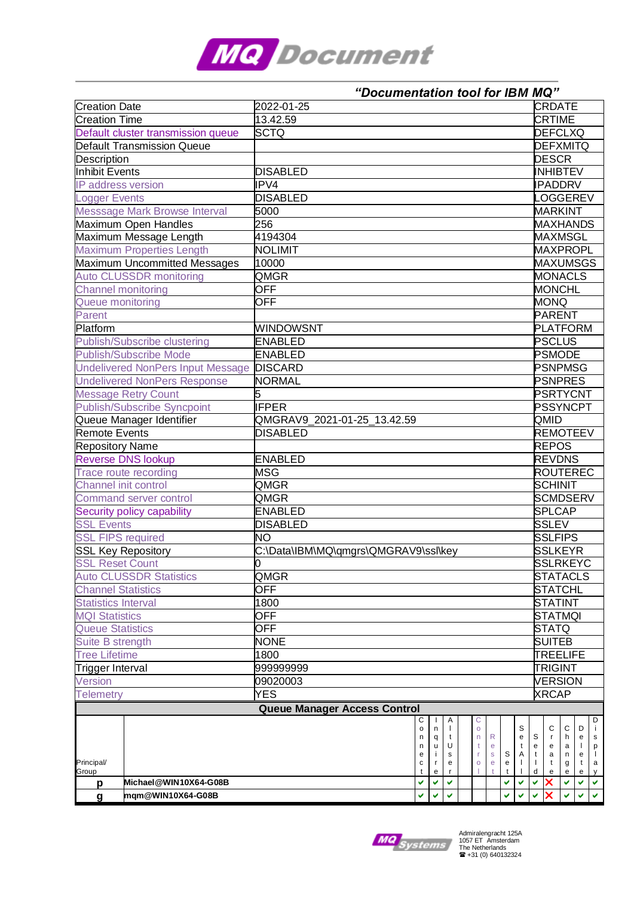*"Documentation tool for IBM MQ"*

| | | |
|---|---|---|
| Creation Date | 2022-01-25 | CRDATE |
| Creation Time | 13.42.59 | CRTIME |
| Default cluster transmission queue | SCTQ | DEFCLXQ |
| Default Transmission Queue | | DEFXMITQ |
| Description | | DESCR |
| Inhibit Events | DISABLED | INHIBTEV |
| IP address version | IPV4 | IPADDRV |
| Logger Events | DISABLED | LOGGEREV |
| Messsage Mark Browse Interval | 5000 | MARKINT |
| Maximum Open Handles | 256 | MAXHANDS |
| Maximum Message Length | 4194304 | MAXMSGL |
| Maximum Properties Length | NOLIMIT | MAXPROPL |
| Maximum Uncommitted Messages | 10000 | MAXUMSGS |
| Auto CLUSSDR monitoring | QMGR | MONACLS |
| Channel monitoring | OFF | MONCHL |
| Queue monitoring | OFF | MONQ |
| Parent | | PARENT |
| Platform | WINDOWSNT | PLATFORM |
| Publish/Subscribe clustering | ENABLED | PSCLUS |
| Publish/Subscribe Mode | ENABLED | PSMODE |
| Undelivered NonPers Input Message | DISCARD | PSNPMSG |
| Undelivered NonPers Response | NORMAL | PSNPRES |
| Message Retry Count | 5 | PSRTYCNT |
| Publish/Subscribe Syncpoint | IFPER | PSSYNCPT |
| Queue Manager Identifier | QMGRAV9_2021-01-25_13.42.59 | QMID |
| Remote Events | DISABLED | REMOTEEV |
| Repository Name | | REPOS |
| Reverse DNS lookup | ENABLED | REVDNS |
| Trace route recording | MSG | ROUTEREC |
| Channel init control | QMGR | SCHINIT |
| Command server control | QMGR | SCMDSERV |
| Security policy capability | ENABLED | SPLCAP |
| SSL Events | DISABLED | SSLEV |
| SSL FIPS required | NO | SSLFIPS |
| SSL Key Repository | C:\Data\IBM\MQ\qmgrs\QMGRAV9\ssl\key | SSLKEYR |
| SSL Reset Count | 0 | SSLRKEYC |
| Auto CLUSSDR Statistics | QMGR | STATACLS |
| Channel Statistics | OFF | STATCHL |
| Statistics Interval | 1800 | STATINT |
| MQI Statistics | OFF | STATMQI |
| Queue Statistics | OFF | STATQ |
| Suite B strength | NONE | SUITEB |
| Tree Lifetime | 1800 | TREELIFE |
| Trigger Interval | 999999999 | TRIGINT |
| Version | 09020003 | VERSION |
| Telemetry | YES | XRCAP |

**Queue Manager Access Control**

| Principal/ Group | | Connect | Inquire | AltUser | | Control | Resset | Set | SetAll | SetId | Create | Change | Delete | Display |
|---|---|---|---|---|---|---|---|---|---|---|---|---|---|---|
| p | Michael@WIN10X64-G08B | ✔ | ✔ | ✔ | | | | ✔ | ✔ | ✔ | ✘ | ✔ | ✔ | ✔ |
| g | mqm@WIN10X64-G08B | ✔ | ✔ | ✔ | | | | ✔ | ✔ | ✔ | ✘ | ✔ | ✔ | ✔ |

Admiralengracht 125A
1057 ET Amsterdam
The Netherlands
☎ +31 (0) 640132324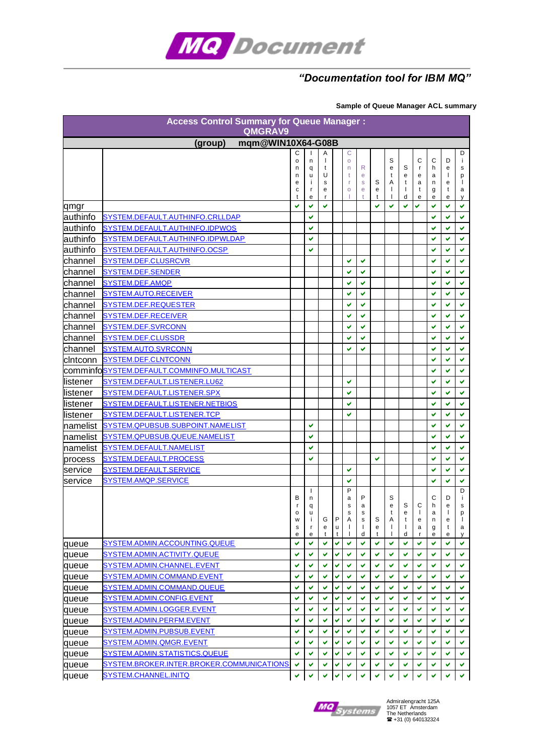# *MQ Document*

***"Documentation tool for IBM MQ"***

**Sample of Queue Manager ACL summary**

| **Access Control Summary for Queue Manager : QMGRAV9** | | | | | | | | | | | | | | |
|---|---|---|---|---|---|---|---|---|---|---|---|---|---|---|
| **(group) mqm@WIN10X64-G08B** | | | | | | | | | | | | | | |
| | | Connect | Inquire | AltUser | | Control | Reset | Set | SetAll | SetId | Create | Change | Delete | Display |
| qmgr | | ✔ | ✔ | ✔ | | | | ✔ | ✔ | ✔ | ✔ | ✔ | ✔ | ✔ |
| authinfo | SYSTEM.DEFAULT.AUTHINFO.CRLLDAP | | ✔ | | | | | | | | | ✔ | ✔ | ✔ |
| authinfo | SYSTEM.DEFAULT.AUTHINFO.IDPWOS | | ✔ | | | | | | | | | ✔ | ✔ | ✔ |
| authinfo | SYSTEM.DEFAULT.AUTHINFO.IDPWLDAP | | ✔ | | | | | | | | | ✔ | ✔ | ✔ |
| authinfo | SYSTEM.DEFAULT.AUTHINFO.OCSP | | ✔ | | | | | | | | | ✔ | ✔ | ✔ |
| channel | SYSTEM.DEF.CLUSRCVR | | | | | ✔ | ✔ | | | | | ✔ | ✔ | ✔ |
| channel | SYSTEM.DEF.SENDER | | | | | ✔ | ✔ | | | | | ✔ | ✔ | ✔ |
| channel | SYSTEM.DEF.AMQP | | | | | ✔ | ✔ | | | | | ✔ | ✔ | ✔ |
| channel | SYSTEM.AUTO.RECEIVER | | | | | ✔ | ✔ | | | | | ✔ | ✔ | ✔ |
| channel | SYSTEM.DEF.REQUESTER | | | | | ✔ | ✔ | | | | | ✔ | ✔ | ✔ |
| channel | SYSTEM.DEF.RECEIVER | | | | | ✔ | ✔ | | | | | ✔ | ✔ | ✔ |
| channel | SYSTEM.DEF.SVRCONN | | | | | ✔ | ✔ | | | | | ✔ | ✔ | ✔ |
| channel | SYSTEM.DEF.CLUSSDR | | | | | ✔ | ✔ | | | | | ✔ | ✔ | ✔ |
| channel | SYSTEM.AUTO.SVRCONN | | | | | ✔ | ✔ | | | | | ✔ | ✔ | ✔ |
| clntconn | SYSTEM.DEF.CLNTCONN | | | | | | | | | | | ✔ | ✔ | ✔ |
| comminfo | SYSTEM.DEFAULT.COMMINFO.MULTICAST | | | | | | | | | | | ✔ | ✔ | ✔ |
| listener | SYSTEM.DEFAULT.LISTENER.LU62 | | | | | ✔ | | | | | | ✔ | ✔ | ✔ |
| listener | SYSTEM.DEFAULT.LISTENER.SPX | | | | | ✔ | | | | | | ✔ | ✔ | ✔ |
| listener | SYSTEM.DEFAULT.LISTENER.NETBIOS | | | | | ✔ | | | | | | ✔ | ✔ | ✔ |
| listener | SYSTEM.DEFAULT.LISTENER.TCP | | | | | ✔ | | | | | | ✔ | ✔ | ✔ |
| namelist | SYSTEM.QPUBSUB.SUBPOINT.NAMELIST | | ✔ | | | | | | | | | ✔ | ✔ | ✔ |
| namelist | SYSTEM.QPUBSUB.QUEUE.NAMELIST | | ✔ | | | | | | | | | ✔ | ✔ | ✔ |
| namelist | SYSTEM.DEFAULT.NAMELIST | | ✔ | | | | | | | | | ✔ | ✔ | ✔ |
| process | SYSTEM.DEFAULT.PROCESS | | ✔ | | | | | ✔ | | | | ✔ | ✔ | ✔ |
| service | SYSTEM.DEFAULT.SERVICE | | | | | ✔ | | | | | | ✔ | ✔ | ✔ |
| service | SYSTEM.AMQP.SERVICE | | | | | ✔ | | | | | | ✔ | ✔ | ✔ |
| | | Browse | Inquire | Get | Put | PassAll | PassId | Set | SetAll | SetId | Clear | Change | Delete | Display |
| queue | SYSTEM.ADMIN.ACCOUNTING.QUEUE | ✔ | ✔ | ✔ | ✔ | ✔ | ✔ | ✔ | ✔ | ✔ | ✔ | ✔ | ✔ | ✔ |
| queue | SYSTEM.ADMIN.ACTIVITY.QUEUE | ✔ | ✔ | ✔ | ✔ | ✔ | ✔ | ✔ | ✔ | ✔ | ✔ | ✔ | ✔ | ✔ |
| queue | SYSTEM.ADMIN.CHANNEL.EVENT | ✔ | ✔ | ✔ | ✔ | ✔ | ✔ | ✔ | ✔ | ✔ | ✔ | ✔ | ✔ | ✔ |
| queue | SYSTEM.ADMIN.COMMAND.EVENT | ✔ | ✔ | ✔ | ✔ | ✔ | ✔ | ✔ | ✔ | ✔ | ✔ | ✔ | ✔ | ✔ |
| queue | SYSTEM.ADMIN.COMMAND.QUEUE | ✔ | ✔ | ✔ | ✔ | ✔ | ✔ | ✔ | ✔ | ✔ | ✔ | ✔ | ✔ | ✔ |
| queue | SYSTEM.ADMIN.CONFIG.EVENT | ✔ | ✔ | ✔ | ✔ | ✔ | ✔ | ✔ | ✔ | ✔ | ✔ | ✔ | ✔ | ✔ |
| queue | SYSTEM.ADMIN.LOGGER.EVENT | ✔ | ✔ | ✔ | ✔ | ✔ | ✔ | ✔ | ✔ | ✔ | ✔ | ✔ | ✔ | ✔ |
| queue | SYSTEM.ADMIN.PERFM.EVENT | ✔ | ✔ | ✔ | ✔ | ✔ | ✔ | ✔ | ✔ | ✔ | ✔ | ✔ | ✔ | ✔ |
| queue | SYSTEM.ADMIN.PUBSUB.EVENT | ✔ | ✔ | ✔ | ✔ | ✔ | ✔ | ✔ | ✔ | ✔ | ✔ | ✔ | ✔ | ✔ |
| queue | SYSTEM.ADMIN.QMGR.EVENT | ✔ | ✔ | ✔ | ✔ | ✔ | ✔ | ✔ | ✔ | ✔ | ✔ | ✔ | ✔ | ✔ |
| queue | SYSTEM.ADMIN.STATISTICS.QUEUE | ✔ | ✔ | ✔ | ✔ | ✔ | ✔ | ✔ | ✔ | ✔ | ✔ | ✔ | ✔ | ✔ |
| queue | SYSTEM.BROKER.INTER.BROKER.COMMUNICATIONS | ✔ | ✔ | ✔ | ✔ | ✔ | ✔ | ✔ | ✔ | ✔ | ✔ | ✔ | ✔ | ✔ |
| queue | SYSTEM.CHANNEL.INITQ | ✔ | ✔ | ✔ | ✔ | ✔ | ✔ | ✔ | ✔ | ✔ | ✔ | ✔ | ✔ | ✔ |

*MQ Systems*

Admiralengracht 125A
1057 ET Amsterdam
The Netherlands
☎ +31 (0) 60132324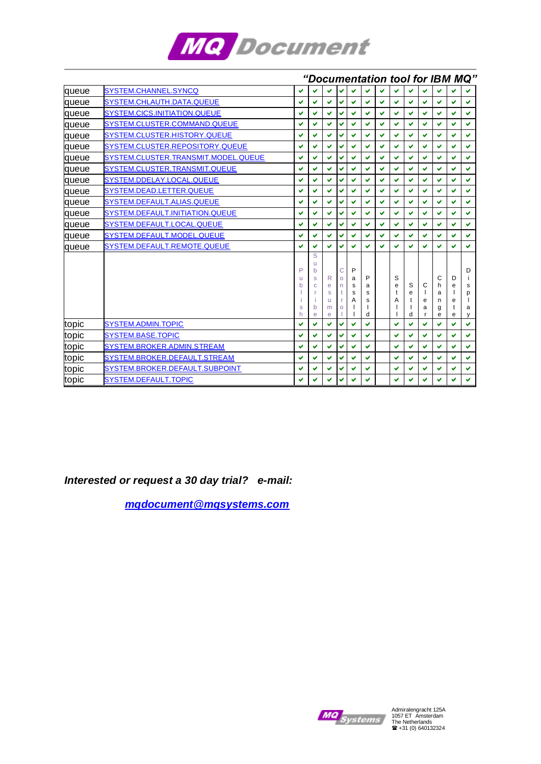| | | | | | | | | | | | | | | |
|---|---|---|---|---|---|---|---|---|---|---|---|---|---|---|
| queue | SYSTEM.CHANNEL.SYNCQ | ✔ | ✔ | ✔ | ✔ | ✔ | ✔ | ✔ | ✔ | ✔ | ✔ | ✔ | ✔ | ✔ |
| queue | SYSTEM.CHLAUTH.DATA.QUEUE | ✔ | ✔ | ✔ | ✔ | ✔ | ✔ | ✔ | ✔ | ✔ | ✔ | ✔ | ✔ | ✔ |
| queue | SYSTEM.CICS.INITIATION.QUEUE | ✔ | ✔ | ✔ | ✔ | ✔ | ✔ | ✔ | ✔ | ✔ | ✔ | ✔ | ✔ | ✔ |
| queue | SYSTEM.CLUSTER.COMMAND.QUEUE | ✔ | ✔ | ✔ | ✔ | ✔ | ✔ | ✔ | ✔ | ✔ | ✔ | ✔ | ✔ | ✔ |
| queue | SYSTEM.CLUSTER.HISTORY.QUEUE | ✔ | ✔ | ✔ | ✔ | ✔ | ✔ | ✔ | ✔ | ✔ | ✔ | ✔ | ✔ | ✔ |
| queue | SYSTEM.CLUSTER.REPOSITORY.QUEUE | ✔ | ✔ | ✔ | ✔ | ✔ | ✔ | ✔ | ✔ | ✔ | ✔ | ✔ | ✔ | ✔ |
| queue | SYSTEM.CLUSTER.TRANSMIT.MODEL.QUEUE | ✔ | ✔ | ✔ | ✔ | ✔ | ✔ | ✔ | ✔ | ✔ | ✔ | ✔ | ✔ | ✔ |
| queue | SYSTEM.CLUSTER.TRANSMIT.QUEUE | ✔ | ✔ | ✔ | ✔ | ✔ | ✔ | ✔ | ✔ | ✔ | ✔ | ✔ | ✔ | ✔ |
| queue | SYSTEM.DDELAY.LOCAL.QUEUE | ✔ | ✔ | ✔ | ✔ | ✔ | ✔ | ✔ | ✔ | ✔ | ✔ | ✔ | ✔ | ✔ |
| queue | SYSTEM.DEAD.LETTER.QUEUE | ✔ | ✔ | ✔ | ✔ | ✔ | ✔ | ✔ | ✔ | ✔ | ✔ | ✔ | ✔ | ✔ |
| queue | SYSTEM.DEFAULT.ALIAS.QUEUE | ✔ | ✔ | ✔ | ✔ | ✔ | ✔ | ✔ | ✔ | ✔ | ✔ | ✔ | ✔ | ✔ |
| queue | SYSTEM.DEFAULT.INITIATION.QUEUE | ✔ | ✔ | ✔ | ✔ | ✔ | ✔ | ✔ | ✔ | ✔ | ✔ | ✔ | ✔ | ✔ |
| queue | SYSTEM.DEFAULT.LOCAL.QUEUE | ✔ | ✔ | ✔ | ✔ | ✔ | ✔ | ✔ | ✔ | ✔ | ✔ | ✔ | ✔ | ✔ |
| queue | SYSTEM.DEFAULT.MODEL.QUEUE | ✔ | ✔ | ✔ | ✔ | ✔ | ✔ | ✔ | ✔ | ✔ | ✔ | ✔ | ✔ | ✔ |
| queue | SYSTEM.DEFAULT.REMOTE.QUEUE | ✔ | ✔ | ✔ | ✔ | ✔ | ✔ | ✔ | ✔ | ✔ | ✔ | ✔ | ✔ | ✔ |
| | | Publish | Subscribe | Resume | Control | PassAll | PassId | | SetAll | SetId | Clear | Change | Delete | Display |
| topic | SYSTEM.ADMIN.TOPIC | ✔ | ✔ | ✔ | ✔ | ✔ | ✔ | | ✔ | ✔ | ✔ | ✔ | ✔ | ✔ |
| topic | SYSTEM.BASE.TOPIC | ✔ | ✔ | ✔ | ✔ | ✔ | ✔ | | ✔ | ✔ | ✔ | ✔ | ✔ | ✔ |
| topic | SYSTEM.BROKER.ADMIN.STREAM | ✔ | ✔ | ✔ | ✔ | ✔ | ✔ | | ✔ | ✔ | ✔ | ✔ | ✔ | ✔ |
| topic | SYSTEM.BROKER.DEFAULT.STREAM | ✔ | ✔ | ✔ | ✔ | ✔ | ✔ | | ✔ | ✔ | ✔ | ✔ | ✔ | ✔ |
| topic | SYSTEM.BROKER.DEFAULT.SUBPOINT | ✔ | ✔ | ✔ | ✔ | ✔ | ✔ | | ✔ | ✔ | ✔ | ✔ | ✔ | ✔ |
| topic | SYSTEM.DEFAULT.TOPIC | ✔ | ✔ | ✔ | ✔ | ✔ | ✔ | | ✔ | ✔ | ✔ | ✔ | ✔ | ✔ |

***Interested or request a 30 day trial? e-mail:***

***mqdocument@mqsystems.com***